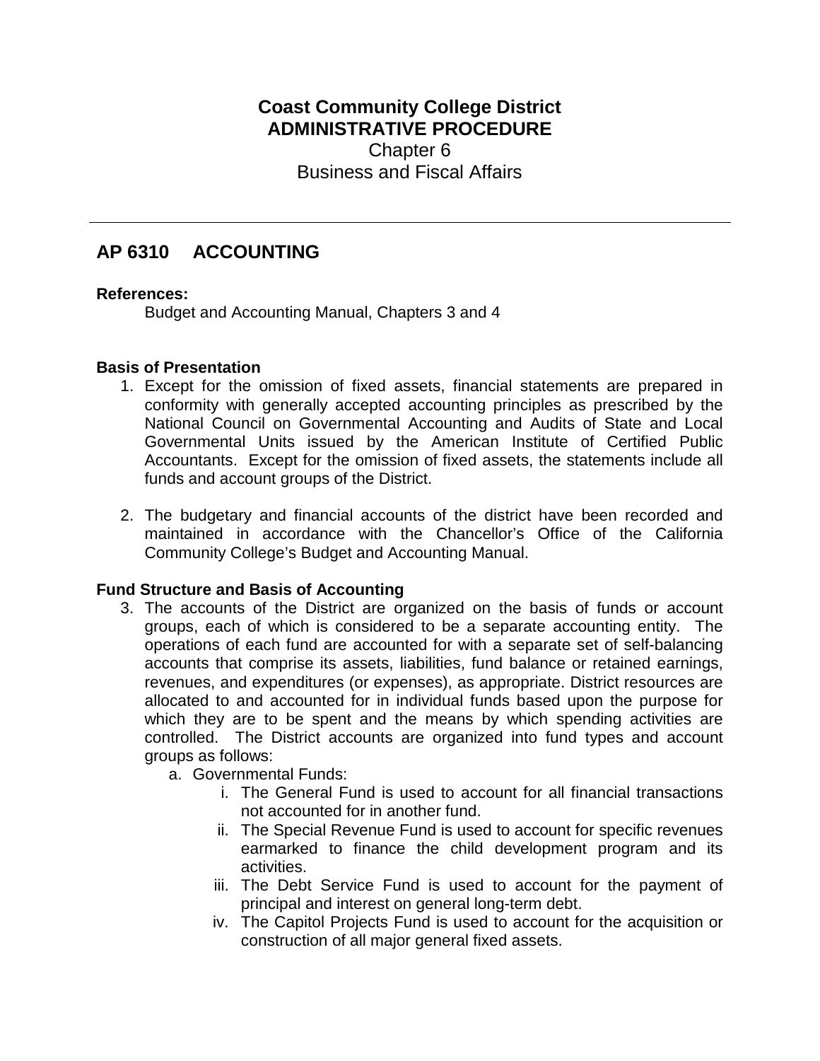# Coast Community College District
# ADMINISTRATIVE PROCEDURE

Chapter 6
Business and Fiscal Affairs

---

## AP 6310 ACCOUNTING

**References:**

Budget and Accounting Manual, Chapters 3 and 4

**Basis of Presentation**

1. Except for the omission of fixed assets, financial statements are prepared in conformity with generally accepted accounting principles as prescribed by the National Council on Governmental Accounting and Audits of State and Local Governmental Units issued by the American Institute of Certified Public Accountants. Except for the omission of fixed assets, the statements include all funds and account groups of the District.

2. The budgetary and financial accounts of the district have been recorded and maintained in accordance with the Chancellor's Office of the California Community College's Budget and Accounting Manual.

**Fund Structure and Basis of Accounting**

3. The accounts of the District are organized on the basis of funds or account groups, each of which is considered to be a separate accounting entity. The operations of each fund are accounted for with a separate set of self-balancing accounts that comprise its assets, liabilities, fund balance or retained earnings, revenues, and expenditures (or expenses), as appropriate. District resources are allocated to and accounted for in individual funds based upon the purpose for which they are to be spent and the means by which spending activities are controlled. The District accounts are organized into fund types and account groups as follows:
   a. Governmental Funds:
      i. The General Fund is used to account for all financial transactions not accounted for in another fund.
      ii. The Special Revenue Fund is used to account for specific revenues earmarked to finance the child development program and its activities.
      iii. The Debt Service Fund is used to account for the payment of principal and interest on general long-term debt.
      iv. The Capitol Projects Fund is used to account for the acquisition or construction of all major general fixed assets.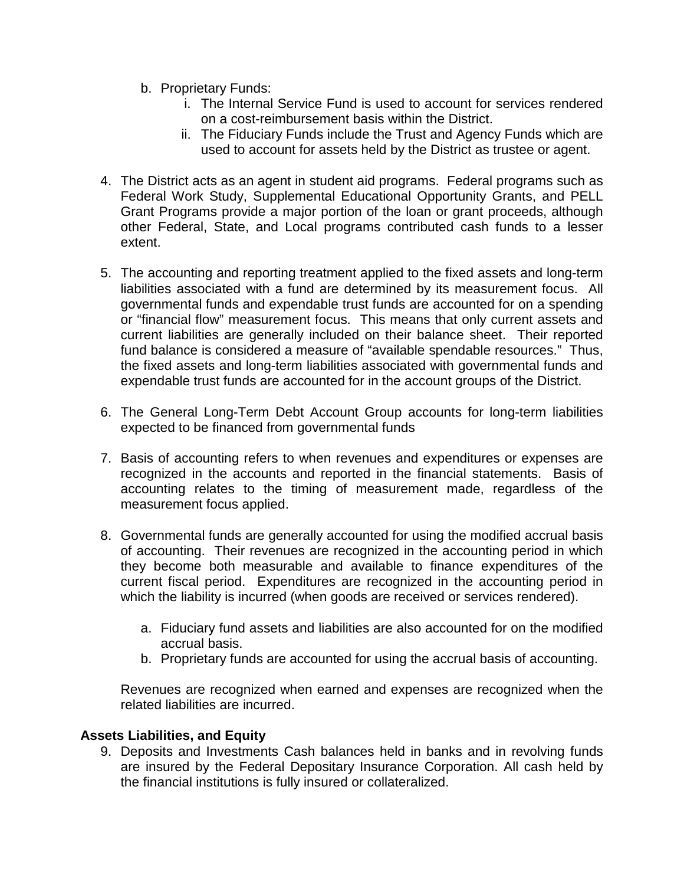b. Proprietary Funds:
    i. The Internal Service Fund is used to account for services rendered on a cost-reimbursement basis within the District.
    ii. The Fiduciary Funds include the Trust and Agency Funds which are used to account for assets held by the District as trustee or agent.

4. The District acts as an agent in student aid programs. Federal programs such as Federal Work Study, Supplemental Educational Opportunity Grants, and PELL Grant Programs provide a major portion of the loan or grant proceeds, although other Federal, State, and Local programs contributed cash funds to a lesser extent.

5. The accounting and reporting treatment applied to the fixed assets and long-term liabilities associated with a fund are determined by its measurement focus. All governmental funds and expendable trust funds are accounted for on a spending or "financial flow" measurement focus. This means that only current assets and current liabilities are generally included on their balance sheet. Their reported fund balance is considered a measure of "available spendable resources." Thus, the fixed assets and long-term liabilities associated with governmental funds and expendable trust funds are accounted for in the account groups of the District.

6. The General Long-Term Debt Account Group accounts for long-term liabilities expected to be financed from governmental funds

7. Basis of accounting refers to when revenues and expenditures or expenses are recognized in the accounts and reported in the financial statements. Basis of accounting relates to the timing of measurement made, regardless of the measurement focus applied.

8. Governmental funds are generally accounted for using the modified accrual basis of accounting. Their revenues are recognized in the accounting period in which they become both measurable and available to finance expenditures of the current fiscal period. Expenditures are recognized in the accounting period in which the liability is incurred (when goods are received or services rendered).

    a. Fiduciary fund assets and liabilities are also accounted for on the modified accrual basis.
    b. Proprietary funds are accounted for using the accrual basis of accounting.

    Revenues are recognized when earned and expenses are recognized when the related liabilities are incurred.

**Assets Liabilities, and Equity**

9. Deposits and Investments Cash balances held in banks and in revolving funds are insured by the Federal Depositary Insurance Corporation. All cash held by the financial institutions is fully insured or collateralized.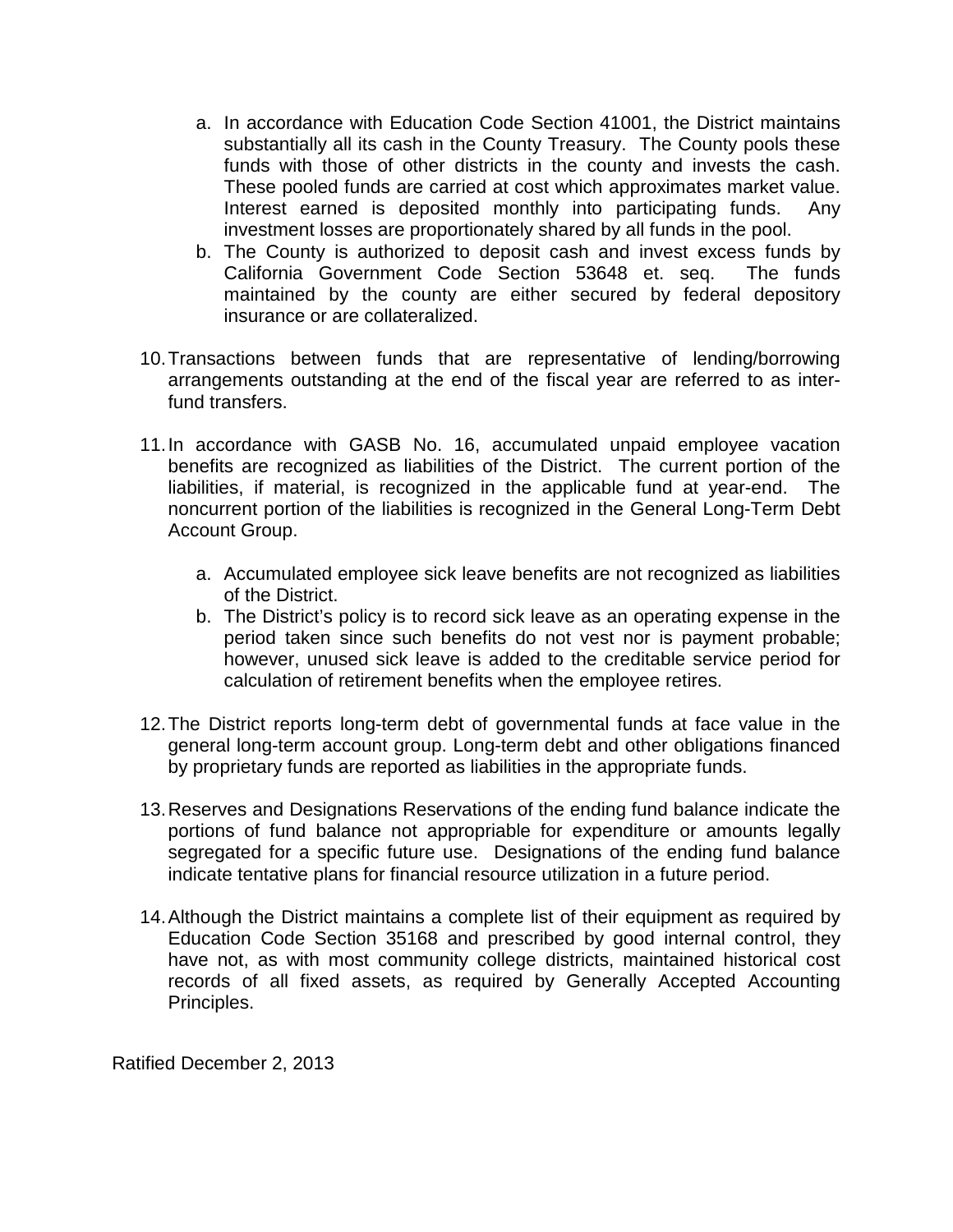a. In accordance with Education Code Section 41001, the District maintains substantially all its cash in the County Treasury. The County pools these funds with those of other districts in the county and invests the cash. These pooled funds are carried at cost which approximates market value. Interest earned is deposited monthly into participating funds. Any investment losses are proportionately shared by all funds in the pool.
   b. The County is authorized to deposit cash and invest excess funds by California Government Code Section 53648 et. seq. The funds maintained by the county are either secured by federal depository insurance or are collateralized.

10. Transactions between funds that are representative of lending/borrowing arrangements outstanding at the end of the fiscal year are referred to as inter-fund transfers.

11. In accordance with GASB No. 16, accumulated unpaid employee vacation benefits are recognized as liabilities of the District. The current portion of the liabilities, if material, is recognized in the applicable fund at year-end. The noncurrent portion of the liabilities is recognized in the General Long-Term Debt Account Group.

    a. Accumulated employee sick leave benefits are not recognized as liabilities of the District.
    b. The District's policy is to record sick leave as an operating expense in the period taken since such benefits do not vest nor is payment probable; however, unused sick leave is added to the creditable service period for calculation of retirement benefits when the employee retires.

12. The District reports long-term debt of governmental funds at face value in the general long-term account group. Long-term debt and other obligations financed by proprietary funds are reported as liabilities in the appropriate funds.

13. Reserves and Designations Reservations of the ending fund balance indicate the portions of fund balance not appropriable for expenditure or amounts legally segregated for a specific future use. Designations of the ending fund balance indicate tentative plans for financial resource utilization in a future period.

14. Although the District maintains a complete list of their equipment as required by Education Code Section 35168 and prescribed by good internal control, they have not, as with most community college districts, maintained historical cost records of all fixed assets, as required by Generally Accepted Accounting Principles.

Ratified December 2, 2013